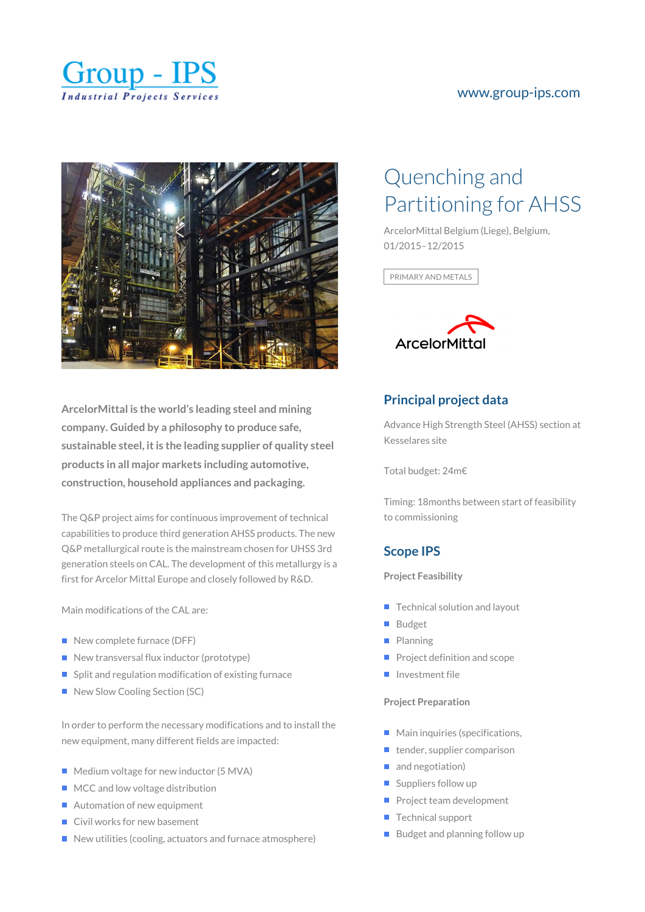Group - IPS
Industrial Projects Services

www.group-ips.com

# Quenching and Partitioning for AHSS

ArcelorMittal Belgium (Liege), Belgium, 01/2015–12/2015

PRIMARY AND METALS

ArcelorMittal

**ArcelorMittal is the world's leading steel and mining company. Guided by a philosophy to produce safe, sustainable steel, it is the leading supplier of quality steel products in all major markets including automotive, construction, household appliances and packaging.**

The Q&P project aims for continuous improvement of technical capabilities to produce third generation AHSS products. The new Q&P metallurgical route is the mainstream chosen for UHSS 3rd generation steels on CAL. The development of this metallurgy is a first for Arcelor Mittal Europe and closely followed by R&D.

Main modifications of the CAL are:

- New complete furnace (DFF)
- New transversal flux inductor (prototype)
- Split and regulation modification of existing furnace
- New Slow Cooling Section (SC)

In order to perform the necessary modifications and to install the new equipment, many different fields are impacted:

- Medium voltage for new inductor (5 MVA)
- MCC and low voltage distribution
- Automation of new equipment
- Civil works for new basement
- New utilities (cooling, actuators and furnace atmosphere)

## Principal project data

Advance High Strength Steel (AHSS) section at Kesselares site

Total budget: 24m€

Timing: 18months between start of feasibility to commissioning

## Scope IPS

**Project Feasibility**

- Technical solution and layout
- Budget
- Planning
- Project definition and scope
- Investment file

**Project Preparation**

- Main inquiries (specifications,
- tender, supplier comparison
- and negotiation)
- Suppliers follow up
- Project team development
- Technical support
- Budget and planning follow up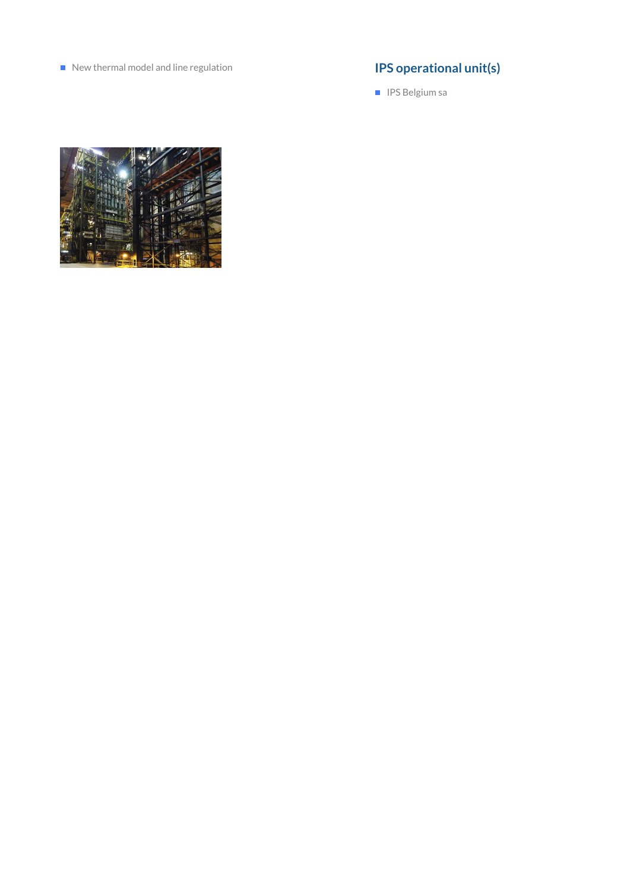- New thermal model and line regulation

## IPS operational unit(s)

- IPS Belgium sa